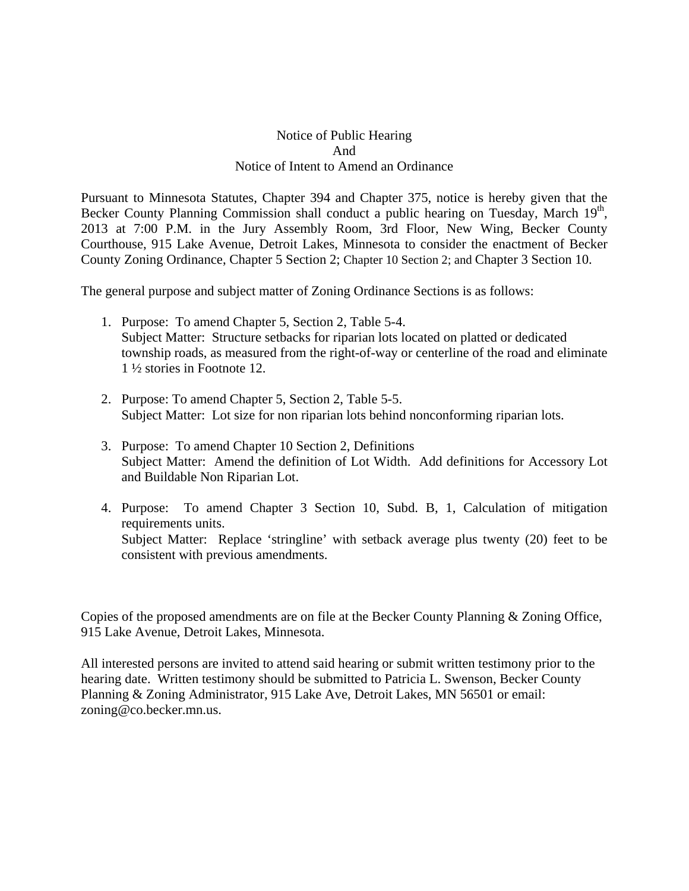# Notice of Public Hearing
# And
# Notice of Intent to Amend an Ordinance

Pursuant to Minnesota Statutes, Chapter 394 and Chapter 375, notice is hereby given that the Becker County Planning Commission shall conduct a public hearing on Tuesday, March 19th, 2013 at 7:00 P.M. in the Jury Assembly Room, 3rd Floor, New Wing, Becker County Courthouse, 915 Lake Avenue, Detroit Lakes, Minnesota to consider the enactment of Becker County Zoning Ordinance, Chapter 5 Section 2; Chapter 10 Section 2; and Chapter 3 Section 10.

The general purpose and subject matter of Zoning Ordinance Sections is as follows:

1. Purpose: To amend Chapter 5, Section 2, Table 5-4.
   Subject Matter: Structure setbacks for riparian lots located on platted or dedicated township roads, as measured from the right-of-way or centerline of the road and eliminate 1 ½ stories in Footnote 12.

2. Purpose: To amend Chapter 5, Section 2, Table 5-5.
   Subject Matter: Lot size for non riparian lots behind nonconforming riparian lots.

3. Purpose: To amend Chapter 10 Section 2, Definitions
   Subject Matter: Amend the definition of Lot Width. Add definitions for Accessory Lot and Buildable Non Riparian Lot.

4. Purpose: To amend Chapter 3 Section 10, Subd. B, 1, Calculation of mitigation requirements units.
   Subject Matter: Replace 'stringline' with setback average plus twenty (20) feet to be consistent with previous amendments.

Copies of the proposed amendments are on file at the Becker County Planning & Zoning Office, 915 Lake Avenue, Detroit Lakes, Minnesota.

All interested persons are invited to attend said hearing or submit written testimony prior to the hearing date. Written testimony should be submitted to Patricia L. Swenson, Becker County Planning & Zoning Administrator, 915 Lake Ave, Detroit Lakes, MN 56501 or email: zoning@co.becker.mn.us.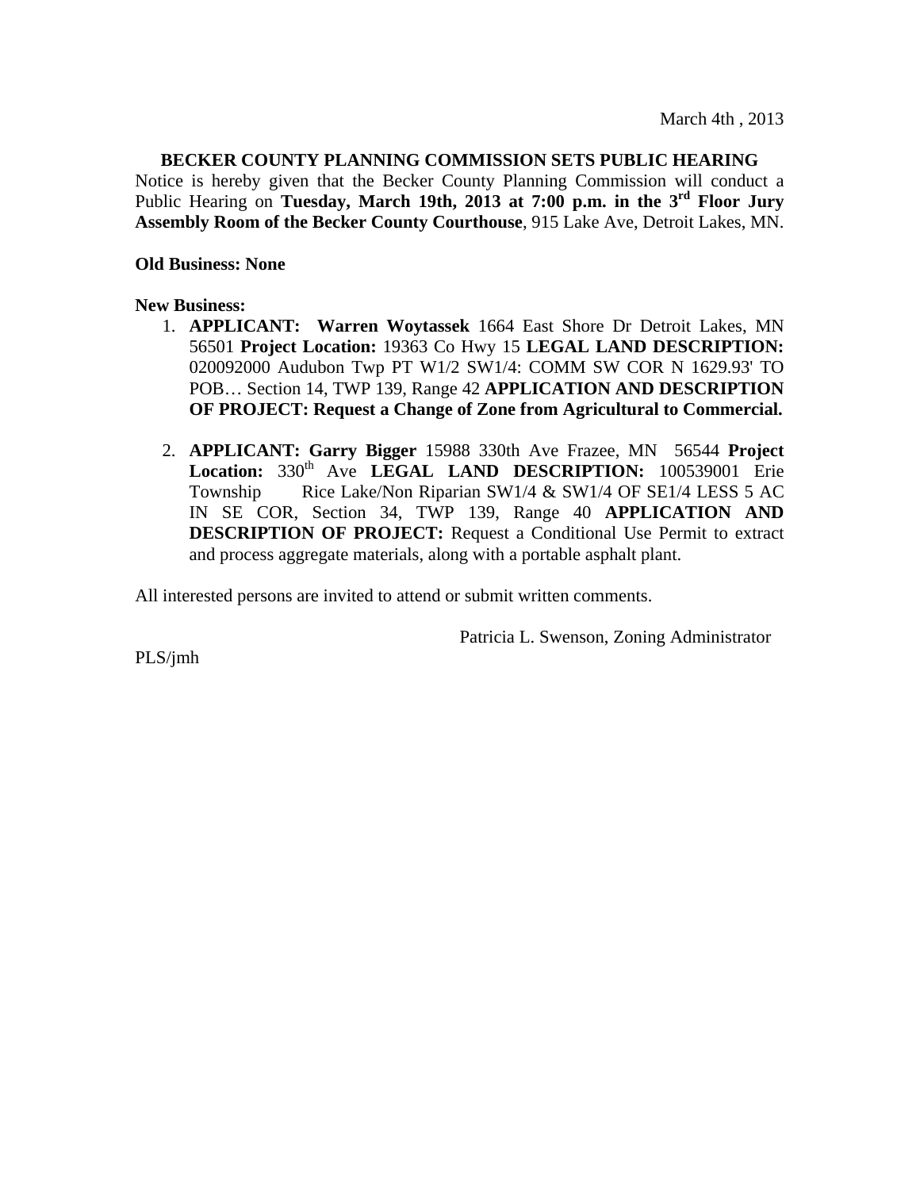March 4th , 2013

**BECKER COUNTY PLANNING COMMISSION SETS PUBLIC HEARING**

Notice is hereby given that the Becker County Planning Commission will conduct a Public Hearing on **Tuesday, March 19th, 2013 at 7:00 p.m. in the 3rd Floor Jury Assembly Room of the Becker County Courthouse**, 915 Lake Ave, Detroit Lakes, MN.

**Old Business: None**

**New Business:**

1. **APPLICANT: Warren Woytassek** 1664 East Shore Dr Detroit Lakes, MN 56501 **Project Location:** 19363 Co Hwy 15 **LEGAL LAND DESCRIPTION:** 020092000 Audubon Twp PT W1/2 SW1/4: COMM SW COR N 1629.93' TO POB… Section 14, TWP 139, Range 42 **APPLICATION AND DESCRIPTION OF PROJECT: Request a Change of Zone from Agricultural to Commercial.**

2. **APPLICANT: Garry Bigger** 15988 330th Ave Frazee, MN 56544 **Project Location:** 330th Ave **LEGAL LAND DESCRIPTION:** 100539001 Erie Township Rice Lake/Non Riparian SW1/4 & SW1/4 OF SE1/4 LESS 5 AC IN SE COR, Section 34, TWP 139, Range 40 **APPLICATION AND DESCRIPTION OF PROJECT:** Request a Conditional Use Permit to extract and process aggregate materials, along with a portable asphalt plant.

All interested persons are invited to attend or submit written comments.

Patricia L. Swenson, Zoning Administrator

PLS/jmh